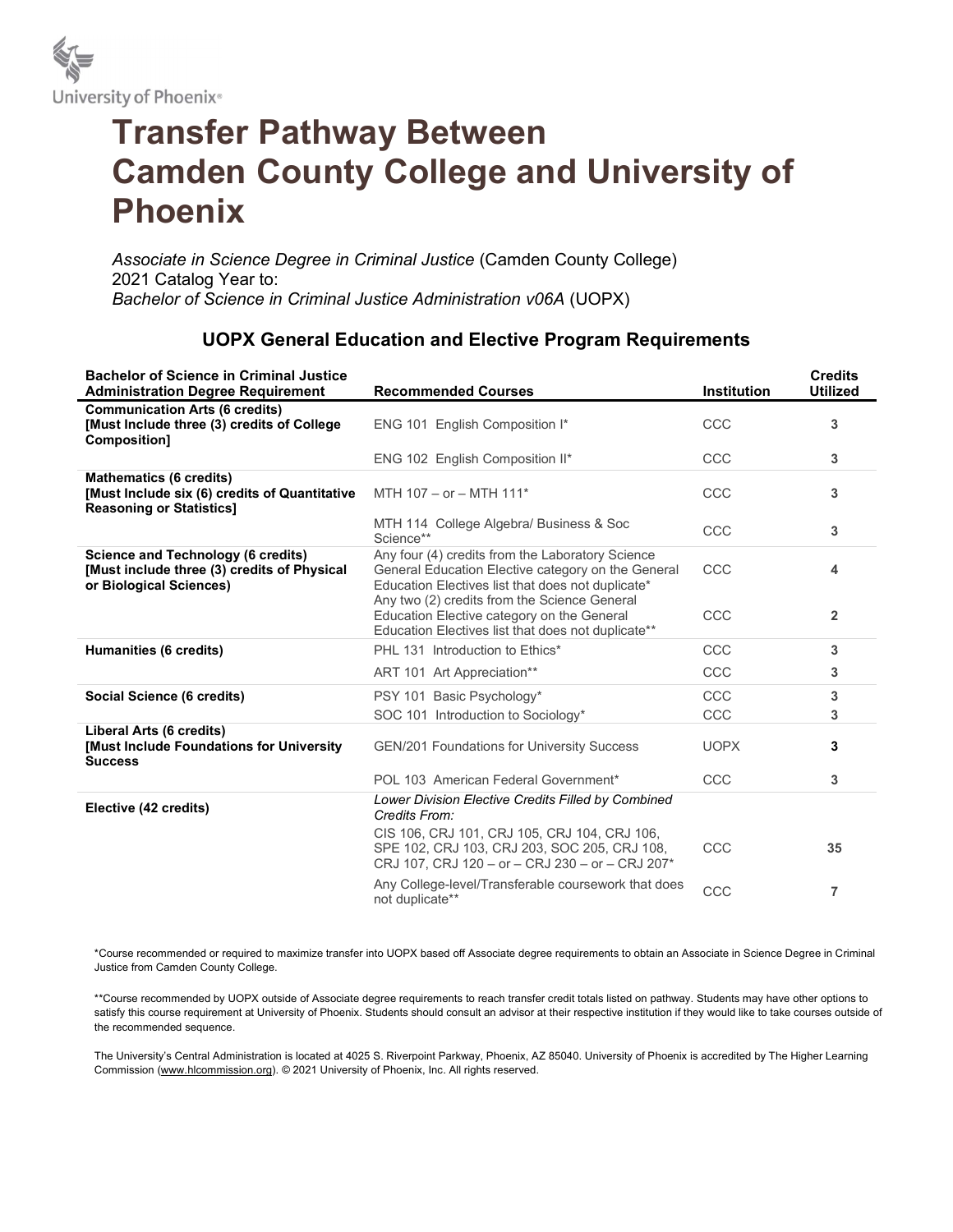University of Phoenix®

# Transfer Pathway Between Camden County College and University of Phoenix

*Associate in Science Degree in Criminal Justice* (Camden County College)
2021 Catalog Year to:
*Bachelor of Science in Criminal Justice Administration v06A* (UOPX)

## UOPX General Education and Elective Program Requirements

| Bachelor of Science in Criminal Justice Administration Degree Requirement | Recommended Courses | Institution | Credits Utilized |
|---|---|---|---|
| **Communication Arts (6 credits) [Must Include three (3) credits of College Composition]** | ENG 101 English Composition I* | CCC | **3** |
| | ENG 102 English Composition II* | CCC | **3** |
| **Mathematics (6 credits) [Must Include six (6) credits of Quantitative Reasoning or Statistics]** | MTH 107 – or – MTH 111* | CCC | **3** |
| | MTH 114 College Algebra/ Business & Soc Science** | CCC | **3** |
| **Science and Technology (6 credits) [Must include three (3) credits of Physical or Biological Sciences)** | Any four (4) credits from the Laboratory Science General Education Elective category on the General Education Electives list that does not duplicate* | CCC | **4** |
| | Any two (2) credits from the Science General Education Elective category on the General Education Electives list that does not duplicate** | CCC | **2** |
| **Humanities (6 credits)** | PHL 131 Introduction to Ethics* | CCC | **3** |
| | ART 101 Art Appreciation** | CCC | **3** |
| **Social Science (6 credits)** | PSY 101 Basic Psychology* | CCC | **3** |
| | SOC 101 Introduction to Sociology* | CCC | **3** |
| **Liberal Arts (6 credits) [Must Include Foundations for University Success** | GEN/201 Foundations for University Success | UOPX | **3** |
| | POL 103 American Federal Government* | CCC | **3** |
| **Elective (42 credits)** | *Lower Division Elective Credits Filled by Combined Credits From:* CIS 106, CRJ 101, CRJ 105, CRJ 104, CRJ 106, SPE 102, CRJ 103, CRJ 203, SOC 205, CRJ 108, CRJ 107, CRJ 120 – or – CRJ 230 – or – CRJ 207* | CCC | **35** |
| | Any College-level/Transferable coursework that does not duplicate** | CCC | **7** |

*Course recommended or required to maximize transfer into UOPX based off Associate degree requirements to obtain an Associate in Science Degree in Criminal Justice from Camden County College.

**Course recommended by UOPX outside of Associate degree requirements to reach transfer credit totals listed on pathway. Students may have other options to satisfy this course requirement at University of Phoenix. Students should consult an advisor at their respective institution if they would like to take courses outside of the recommended sequence.

The University's Central Administration is located at 4025 S. Riverpoint Parkway, Phoenix, AZ 85040. University of Phoenix is accredited by The Higher Learning Commission (www.hlcommission.org). © 2021 University of Phoenix, Inc. All rights reserved.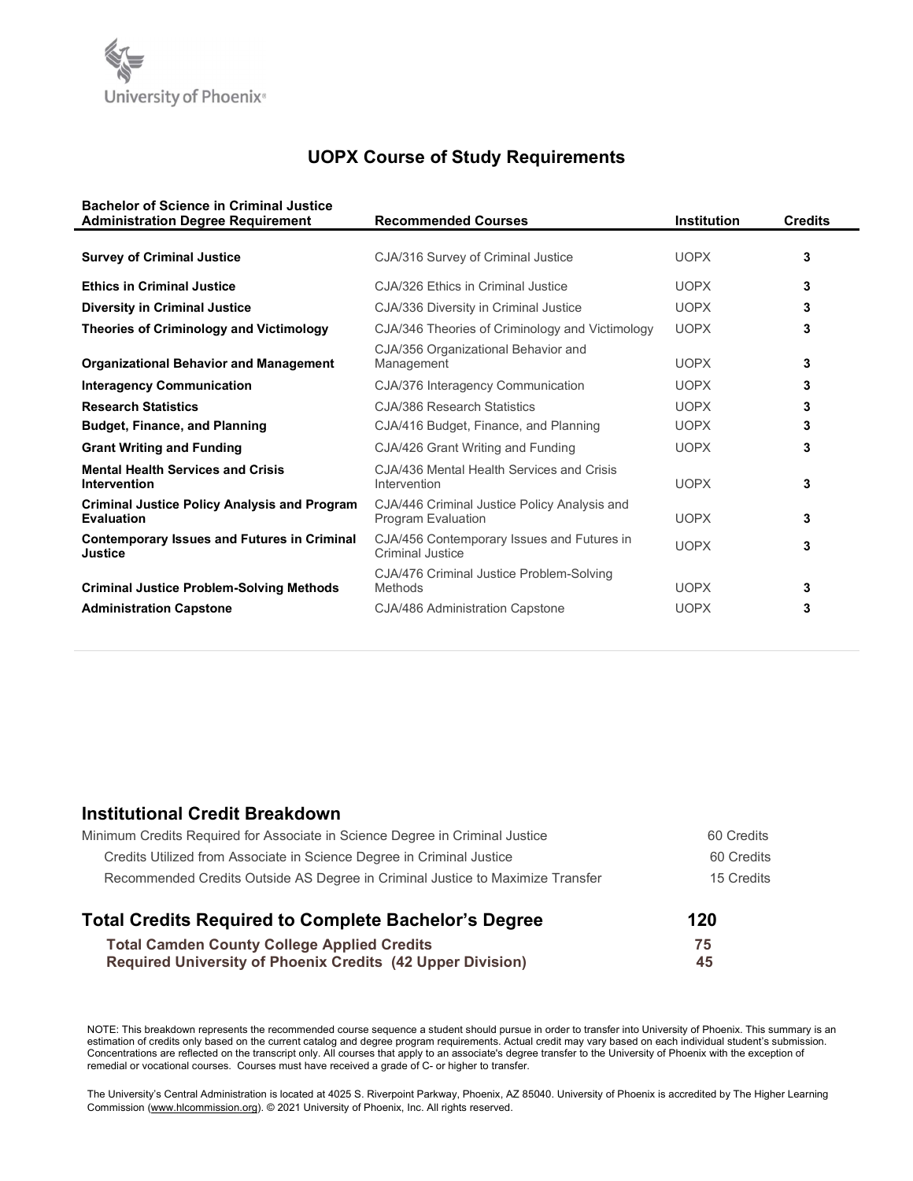University of Phoenix®

## UOPX Course of Study Requirements

| Bachelor of Science in Criminal Justice Administration Degree Requirement | Recommended Courses | Institution | Credits |
|---|---|---|---|
| **Survey of Criminal Justice** | CJA/316 Survey of Criminal Justice | UOPX | 3 |
| **Ethics in Criminal Justice** | CJA/326 Ethics in Criminal Justice | UOPX | 3 |
| **Diversity in Criminal Justice** | CJA/336 Diversity in Criminal Justice | UOPX | 3 |
| **Theories of Criminology and Victimology** | CJA/346 Theories of Criminology and Victimology | UOPX | 3 |
| **Organizational Behavior and Management** | CJA/356 Organizational Behavior and Management | UOPX | 3 |
| **Interagency Communication** | CJA/376 Interagency Communication | UOPX | 3 |
| **Research Statistics** | CJA/386 Research Statistics | UOPX | 3 |
| **Budget, Finance, and Planning** | CJA/416 Budget, Finance, and Planning | UOPX | 3 |
| **Grant Writing and Funding** | CJA/426 Grant Writing and Funding | UOPX | 3 |
| **Mental Health Services and Crisis Intervention** | CJA/436 Mental Health Services and Crisis Intervention | UOPX | 3 |
| **Criminal Justice Policy Analysis and Program Evaluation** | CJA/446 Criminal Justice Policy Analysis and Program Evaluation | UOPX | 3 |
| **Contemporary Issues and Futures in Criminal Justice** | CJA/456 Contemporary Issues and Futures in Criminal Justice | UOPX | 3 |
| **Criminal Justice Problem-Solving Methods** | CJA/476 Criminal Justice Problem-Solving Methods | UOPX | 3 |
| **Administration Capstone** | CJA/486 Administration Capstone | UOPX | 3 |

## Institutional Credit Breakdown

| | |
|---|---|
| Minimum Credits Required for Associate in Science Degree in Criminal Justice | 60 Credits |
| Credits Utilized from Associate in Science Degree in Criminal Justice | 60 Credits |
| Recommended Credits Outside AS Degree in Criminal Justice to Maximize Transfer | 15 Credits |

| | |
|---|---|
| **Total Credits Required to Complete Bachelor's Degree** | **120** |
| **Total Camden County College Applied Credits** | **75** |
| **Required University of Phoenix Credits (42 Upper Division)** | **45** |

NOTE: This breakdown represents the recommended course sequence a student should pursue in order to transfer into University of Phoenix. This summary is an estimation of credits only based on the current catalog and degree program requirements. Actual credit may vary based on each individual student's submission. Concentrations are reflected on the transcript only. All courses that apply to an associate's degree transfer to the University of Phoenix with the exception of remedial or vocational courses. Courses must have received a grade of C- or higher to transfer.

The University's Central Administration is located at 4025 S. Riverpoint Parkway, Phoenix, AZ 85040. University of Phoenix is accredited by The Higher Learning Commission (www.hlcommission.org). © 2021 University of Phoenix, Inc. All rights reserved.